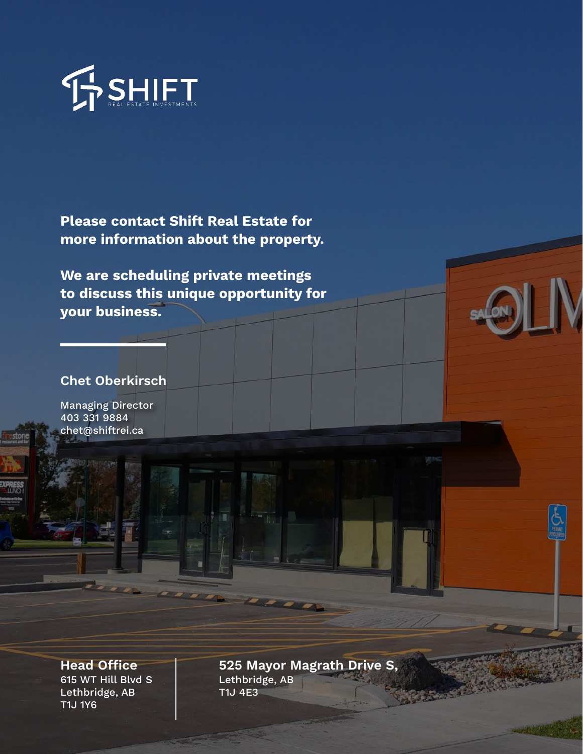SHIFT
REAL ESTATE INVESTMENTS

**Please contact Shift Real Estate for more information about the property.**

**We are scheduling private meetings to discuss this unique opportunity for your business.**

## Chet Oberkirsch

Managing Director
403 331 9884
chet@shiftrei.ca

**Head Office**
615 WT Hill Blvd S
Lethbridge, AB
T1J 1Y6

**525 Mayor Magrath Drive S,**
Lethbridge, AB
T1J 4E3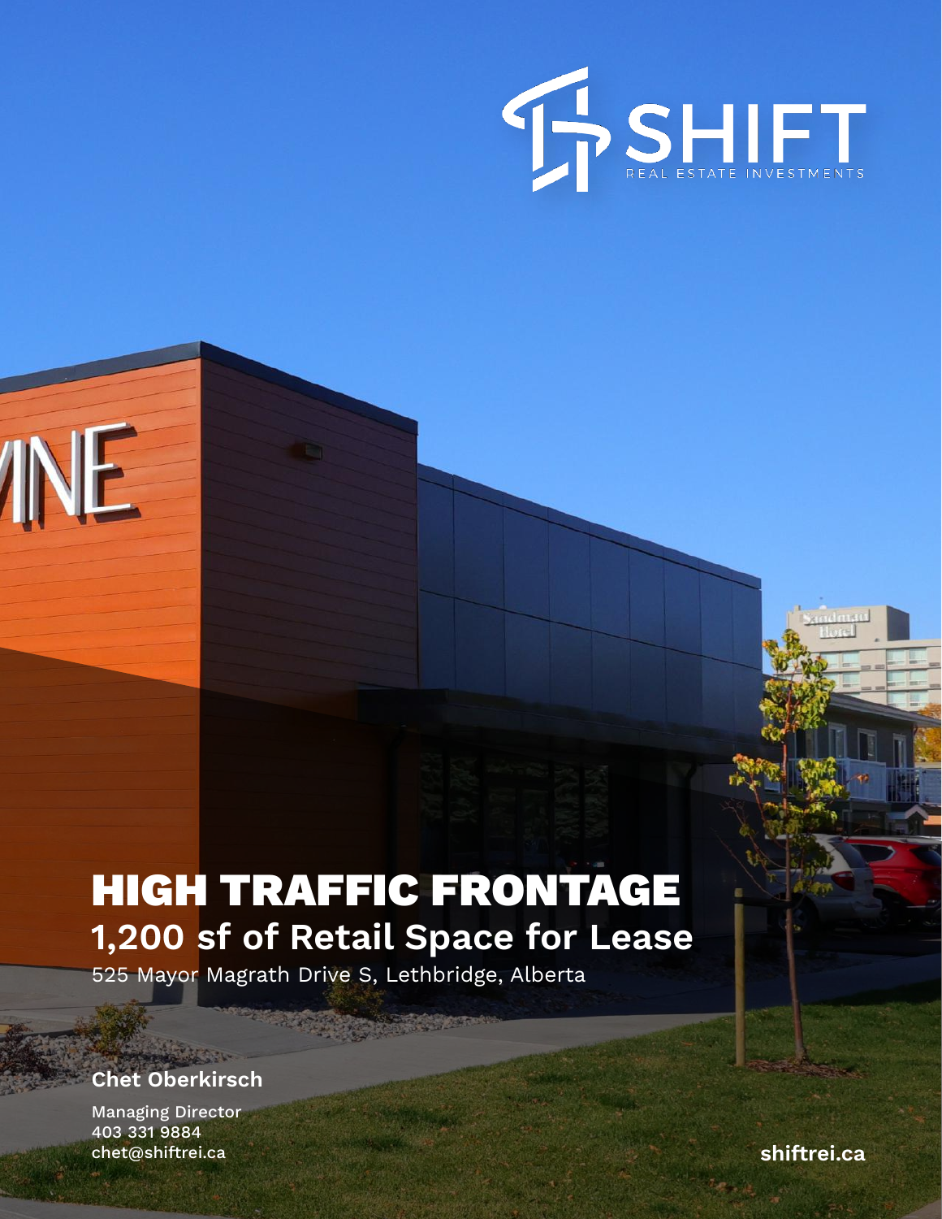SHIFT

REAL ESTATE INVESTMENTS

# HIGH TRAFFIC FRONTAGE

## 1,200 sf of Retail Space for Lease

525 Mayor Magrath Drive S, Lethbridge, Alberta

**Chet Oberkirsch**

Managing Director
403 331 9884
chet@shiftrei.ca

**shiftrei.ca**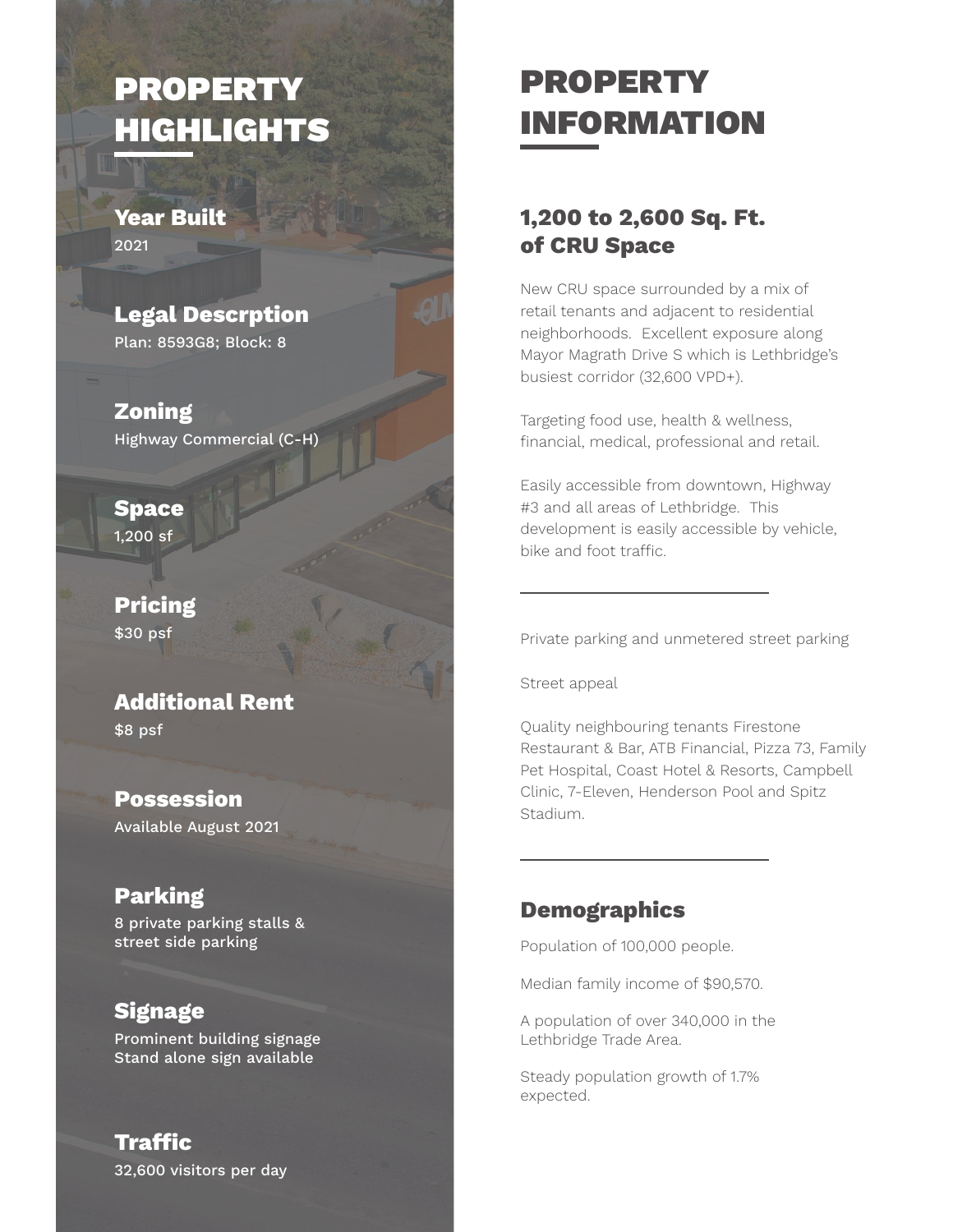# PROPERTY HIGHLIGHTS

### Year Built
2021

### Legal Descrption
Plan: 8593G8; Block: 8

### Zoning
Highway Commercial (C-H)

### Space
1,200 sf

### Pricing
$30 psf

### Additional Rent
$8 psf

### Possession
Available August 2021

### Parking
8 private parking stalls & street side parking

### Signage
Prominent building signage
Stand alone sign available

### Traffic
32,600 visitors per day

# PROPERTY INFORMATION

## 1,200 to 2,600 Sq. Ft. of CRU Space

New CRU space surrounded by a mix of retail tenants and adjacent to residential neighborhoods. Excellent exposure along Mayor Magrath Drive S which is Lethbridge's busiest corridor (32,600 VPD+).

Targeting food use, health & wellness, financial, medical, professional and retail.

Easily accessible from downtown, Highway #3 and all areas of Lethbridge. This development is easily accessible by vehicle, bike and foot traffic.

---

Private parking and unmetered street parking

Street appeal

Quality neighbouring tenants Firestone Restaurant & Bar, ATB Financial, Pizza 73, Family Pet Hospital, Coast Hotel & Resorts, Campbell Clinic, 7-Eleven, Henderson Pool and Spitz Stadium.

---

## Demographics

Population of 100,000 people.

Median family income of $90,570.

A population of over 340,000 in the Lethbridge Trade Area.

Steady population growth of 1.7% expected.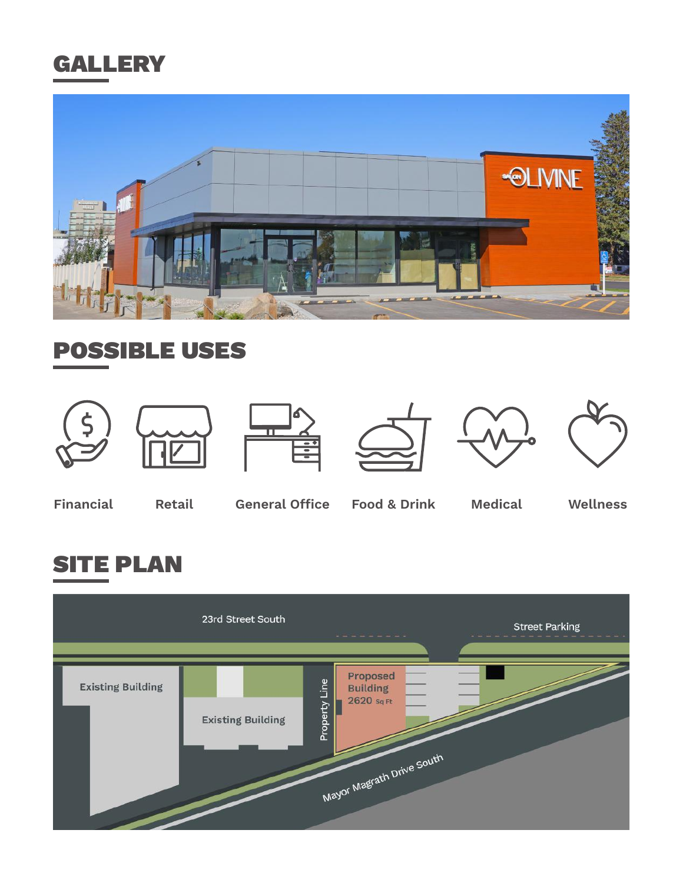## GALLERY

## POSSIBLE USES

Financial

Retail

General Office

Food & Drink

Medical

Wellness

## SITE PLAN

23rd Street South

Street Parking

Existing Building

Existing Building

Property Line

Proposed Building 2620 Sq Ft

Mayor Magrath Drive South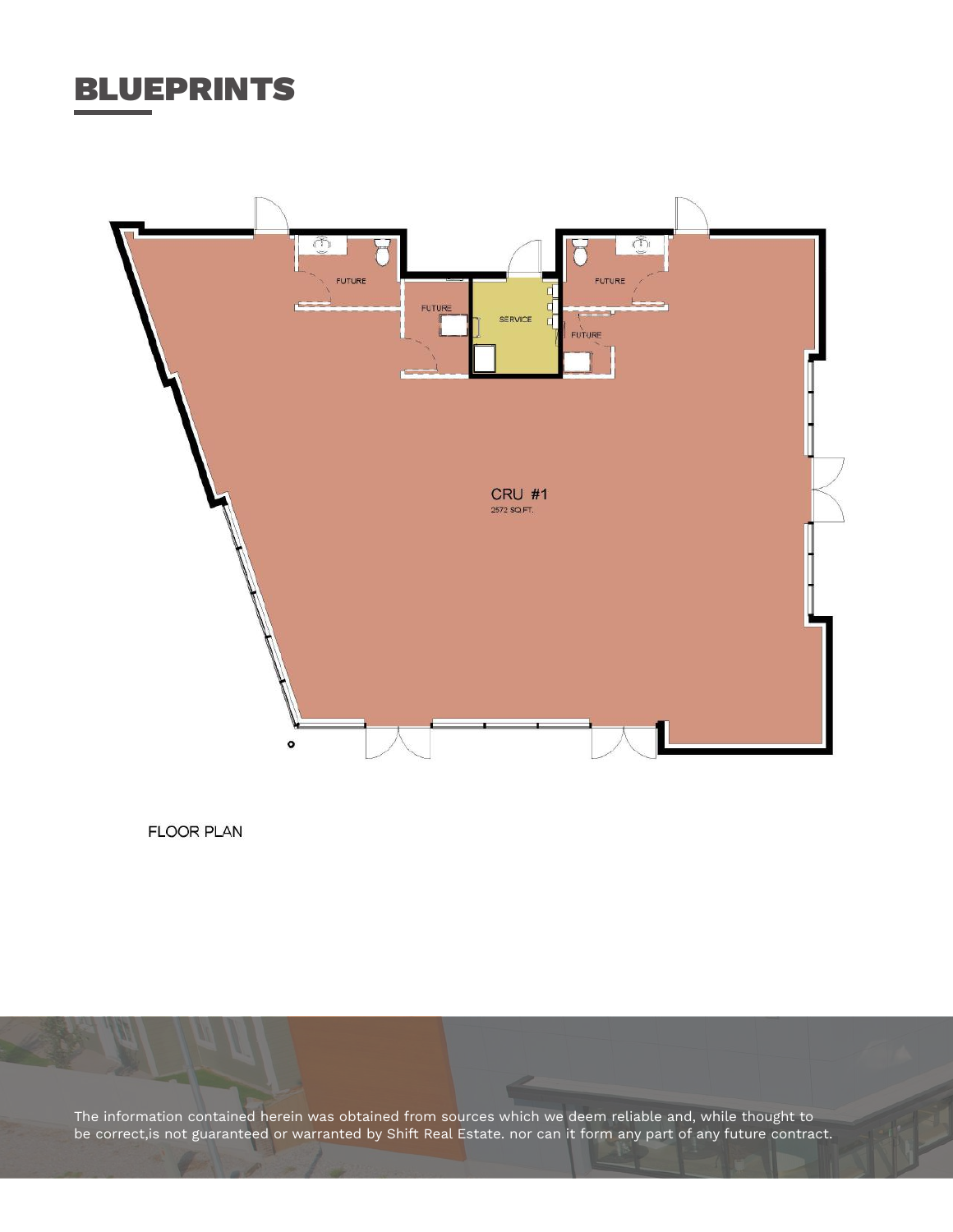# BLUEPRINTS

FUTURE

FUTURE

SERVICE

FUTURE

FUTURE

CRU #1

2572 SQ.FT.

FLOOR PLAN

The information contained herein was obtained from sources which we deem reliable and, while thought to be correct,is not guaranteed or warranted by Shift Real Estate. nor can it form any part of any future contract.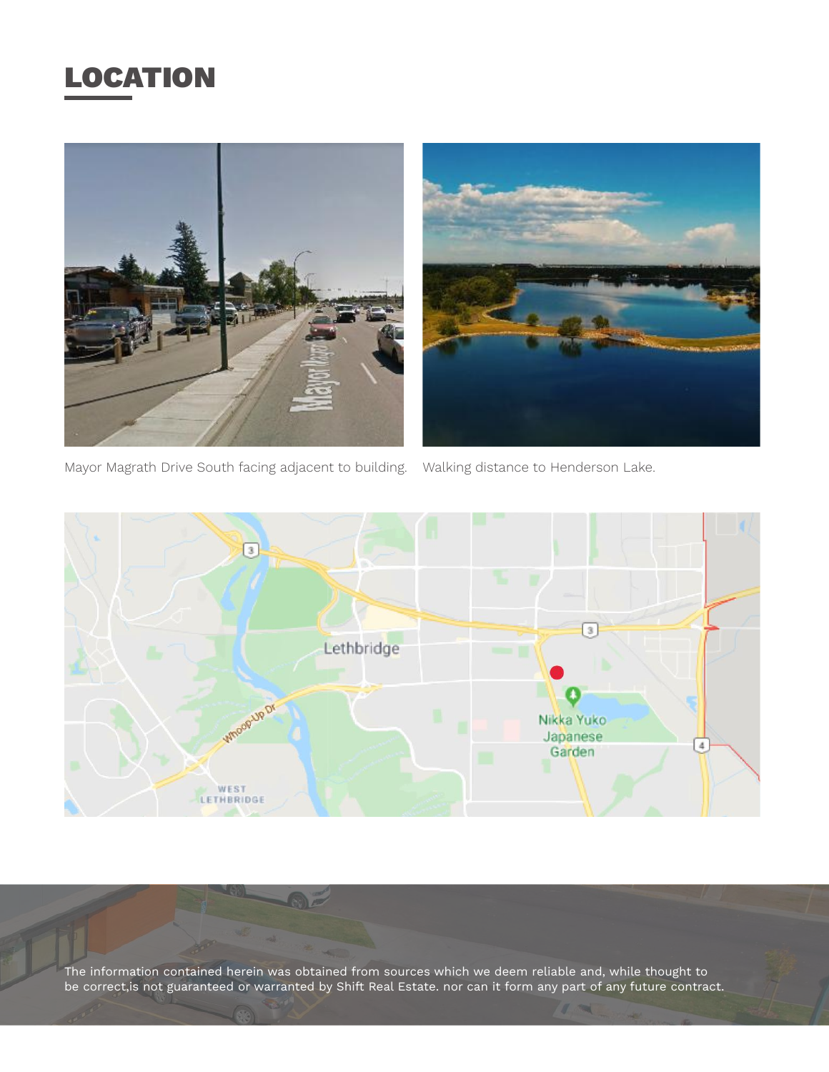# LOCATION

Mayor Magrath Drive South facing adjacent to building.

Walking distance to Henderson Lake.

The information contained herein was obtained from sources which we deem reliable and, while thought to be correct,is not guaranteed or warranted by Shift Real Estate. nor can it form any part of any future contract.